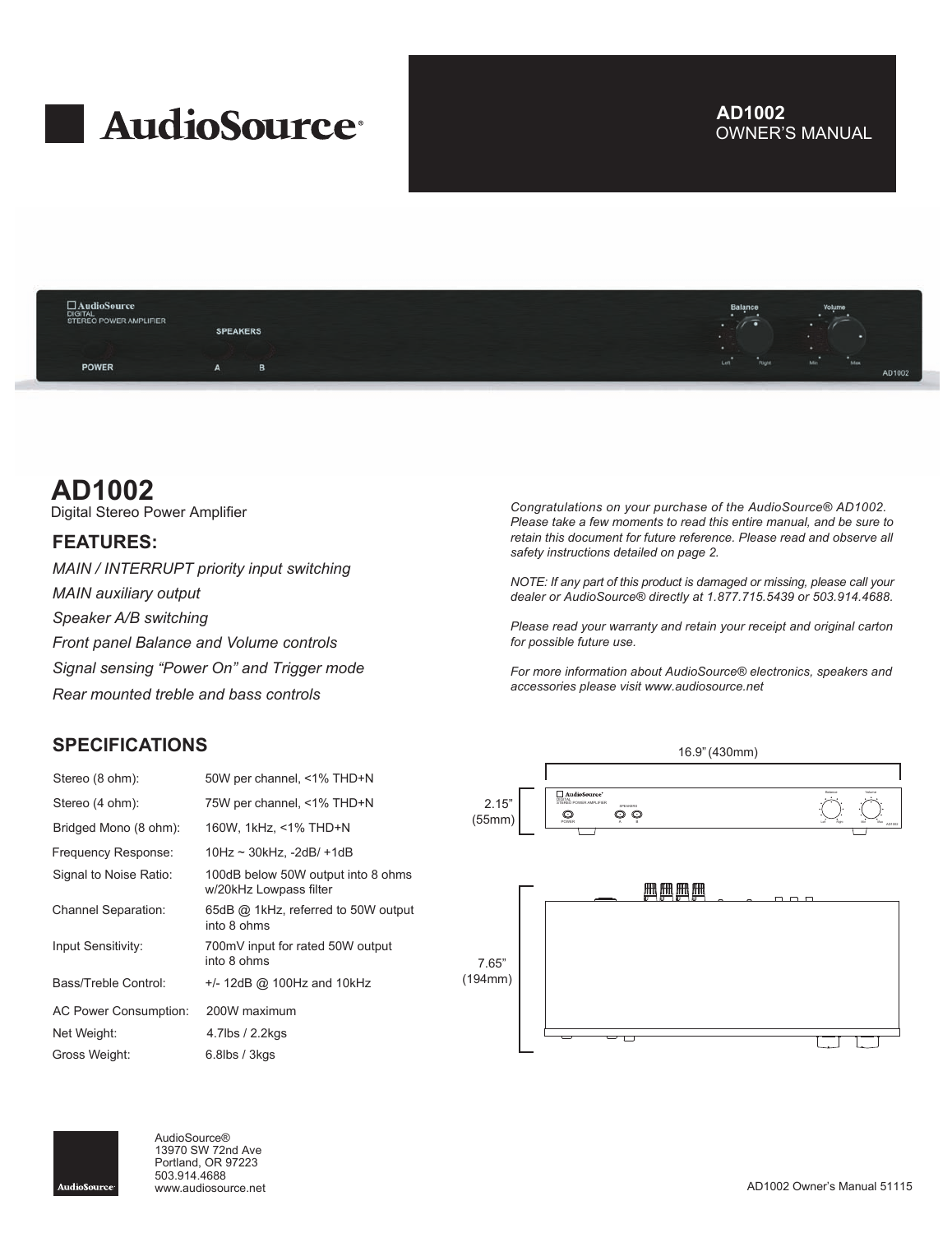AudioSource®

**AD1002**
OWNER'S MANUAL

# AD1002

Digital Stereo Power Amplifier

## FEATURES:

*MAIN / INTERRUPT priority input switching*

*MAIN auxiliary output*

*Speaker A/B switching*

*Front panel Balance and Volume controls*

*Signal sensing "Power On" and Trigger mode*

*Rear mounted treble and bass controls*

*Congratulations on your purchase of the AudioSource® AD1002. Please take a few moments to read this entire manual, and be sure to retain this document for future reference. Please read and observe all safety instructions detailed on page 2.*

*NOTE: If any part of this product is damaged or missing, please call your dealer or AudioSource® directly at 1.877.715.5439 or 503.914.4688.*

*Please read your warranty and retain your receipt and original carton for possible future use.*

*For more information about AudioSource® electronics, speakers and accessories please visit www.audiosource.net*

## SPECIFICATIONS

| | |
|---|---|
| Stereo (8 ohm): | 50W per channel, <1% THD+N |
| Stereo (4 ohm): | 75W per channel, <1% THD+N |
| Bridged Mono (8 ohm): | 160W, 1kHz, <1% THD+N |
| Frequency Response: | 10Hz ~ 30kHz, -2dB/ +1dB |
| Signal to Noise Ratio: | 100dB below 50W output into 8 ohms w/20kHz Lowpass filter |
| Channel Separation: | 65dB @ 1kHz, referred to 50W output into 8 ohms |
| Input Sensitivity: | 700mV input for rated 50W output into 8 ohms |
| Bass/Treble Control: | +/- 12dB @ 100Hz and 10kHz |
| AC Power Consumption: | 200W maximum |
| Net Weight: | 4.7lbs / 2.2kgs |
| Gross Weight: | 6.8lbs / 3kgs |

16.9" (430mm)

2.15" (55mm)

7.65" (194mm)

AudioSource®
13970 SW 72nd Ave
Portland, OR 97223
503.914.4688
www.audiosource.net

AD1002 Owner's Manual 51115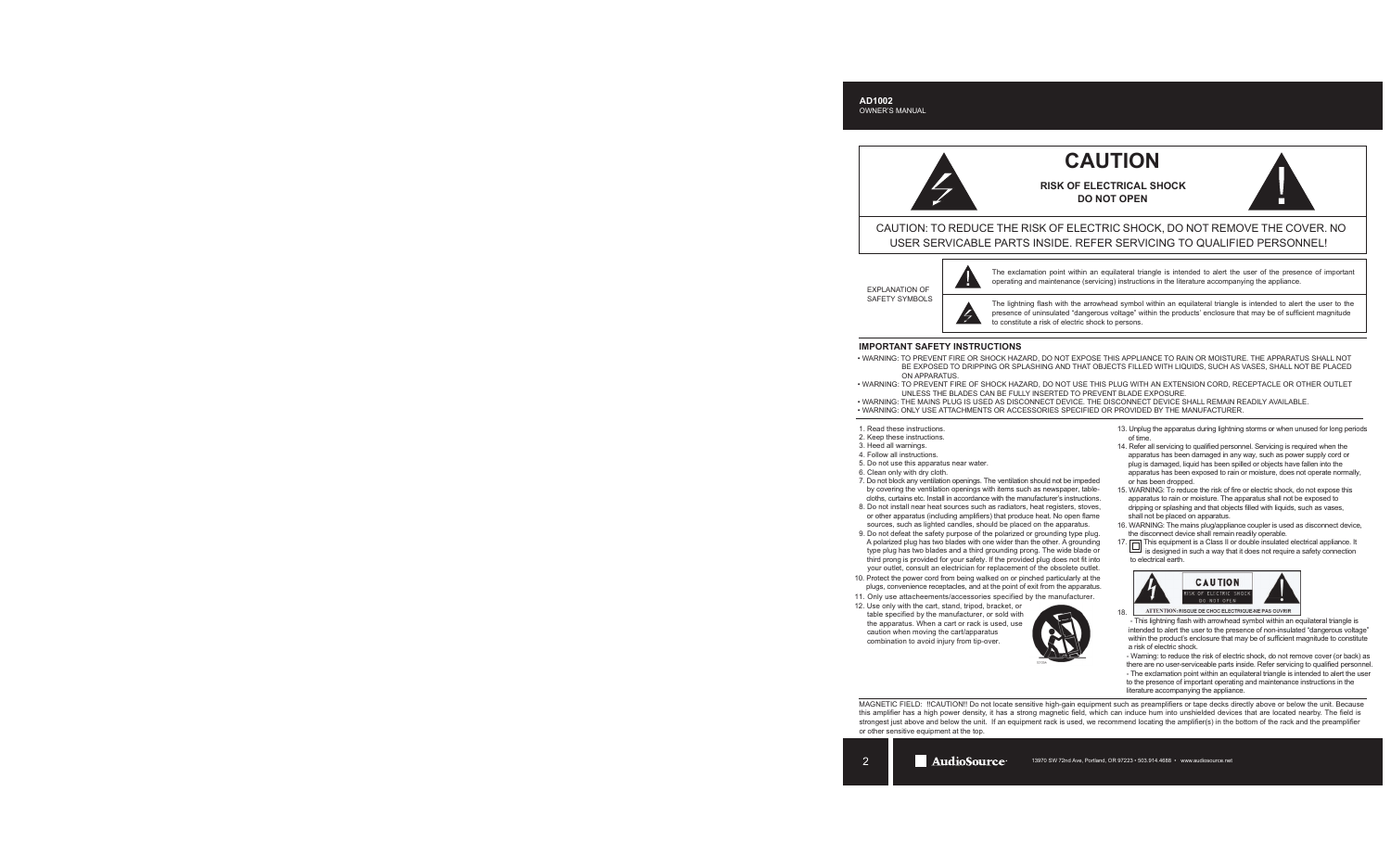**AD1002**
OWNER'S MANUAL

# CAUTION

**RISK OF ELECTRICAL SHOCK**
**DO NOT OPEN**

CAUTION: TO REDUCE THE RISK OF ELECTRIC SHOCK, DO NOT REMOVE THE COVER. NO USER SERVICABLE PARTS INSIDE. REFER SERVICING TO QUALIFIED PERSONNEL!

EXPLANATION OF SAFETY SYMBOLS

The exclamation point within an equilateral triangle is intended to alert the user of the presence of important operating and maintenance (servicing) instructions in the literature accompanying the appliance.

The lightning flash with the arrowhead symbol within an equilateral triangle is intended to alert the user to the presence of uninsulated "dangerous voltage" within the products' enclosure that may be of sufficient magnitude to constitute a risk of electric shock to persons.

## IMPORTANT SAFETY INSTRUCTIONS

- WARNING: TO PREVENT FIRE OR SHOCK HAZARD, DO NOT EXPOSE THIS APPLIANCE TO RAIN OR MOISTURE. THE APPARATUS SHALL NOT BE EXPOSED TO DRIPPING OR SPLASHING AND THAT OBJECTS FILLED WITH LIQUIDS, SUCH AS VASES, SHALL NOT BE PLACED ON APPARATUS.
- WARNING: TO PREVENT FIRE OF SHOCK HAZARD, DO NOT USE THIS PLUG WITH AN EXTENSION CORD, RECEPTACLE OR OTHER OUTLET UNLESS THE BLADES CAN BE FULLY INSERTED TO PREVENT BLADE EXPOSURE.
- WARNING: THE MAINS PLUG IS USED AS DISCONNECT DEVICE. THE DISCONNECT DEVICE SHALL REMAIN READILY AVAILABLE.
- WARNING: ONLY USE ATTACHMENTS OR ACCESSORIES SPECIFIED OR PROVIDED BY THE MANUFACTURER.

1. Read these instructions.
2. Keep these instructions.
3. Heed all warnings.
4. Follow all instructions.
5. Do not use this apparatus near water.
6. Clean only with dry cloth.
7. Do not block any ventilation openings. The ventilation should not be impeded by covering the ventilation openings with items such as newspaper, table-cloths, curtains etc. Install in accordance with the manufacturer's instructions.
8. Do not install near heat sources such as radiators, heat registers, stoves, or other apparatus (including amplifiers) that produce heat. No open flame sources, such as lighted candles, should be placed on the apparatus.
9. Do not defeat the safety purpose of the polarized or grounding type plug. A polarized plug has two blades with one wider than the other. A grounding type plug has two blades and a third grounding prong. The wide blade or third prong is provided for your safety. If the provided plug does not fit into your outlet, consult an electrician for replacement of the obsolete outlet.
10. Protect the power cord from being walked on or pinched particularly at the plugs, convenience receptacles, and at the point of exit from the apparatus.
11. Only use attacheements/accessories specified by the manufacturer.
12. Use only with the cart, stand, tripod, bracket, or table specified by the manufacturer, or sold with the apparatus. When a cart or rack is used, use caution when moving the cart/apparatus combination to avoid injury from tip-over.
13. Unplug the apparatus during lightning storms or when unused for long periods of time.
14. Refer all servicing to qualified personnel. Servicing is required when the apparatus has been damaged in any way, such as power supply cord or plug is damaged, liquid has been spilled or objects have fallen into the apparatus has been exposed to rain or moisture, does not operate normally, or has been dropped.
15. WARNING: To reduce the risk of fire or electric shock, do not expose this apparatus to rain or moisture. The apparatus shall not be exposed to dripping or splashing and that objects filled with liquids, such as vases, shall not be placed on apparatus.
16. WARNING: The mains plug/appliance coupler is used as disconnect device, the disconnect device shall remain readily operable.
17. This equipment is a Class II or double insulated electrical appliance. It is designed in such a way that it does not require a safety connection to electrical earth.
18. CAUTION — RISK OF ELECTRIC SHOCK — DO NOT OPEN — ATTENTION: RISQUE DE CHOC ELECTRIQUE-NE PAS OUVRIR
    - This lightning flash with arrowhead symbol within an equilateral triangle is intended to alert the user to the presence of non-insulated "dangerous voltage" within the product's enclosure that may be of sufficient magnitude to constitute a risk of electric shock.
    - Warning: to reduce the risk of electric shock, do not remove cover (or back) as there are no user-serviceable parts inside. Refer servicing to qualified personnel.
    - The exclamation point within an equilateral triangle is intended to alert the user to the presence of important operating and maintenance instructions in the literature accompanying the appliance.

MAGNETIC FIELD: !!CAUTION!! Do not locate sensitive high-gain equipment such as preamplifiers or tape decks directly above or below the unit. Because this amplifier has a high power density, it has a strong magnetic field, which can induce hum into unshielded devices that are located nearby. The field is strongest just above and below the unit. If an equipment rack is used, we recommend locating the amplifier(s) in the bottom of the rack and the preamplifier or other sensitive equipment at the top.

AudioSource 13970 SW 72nd Ave, Portland, OR 97223 • 503.914.4688 • www.audiosource.net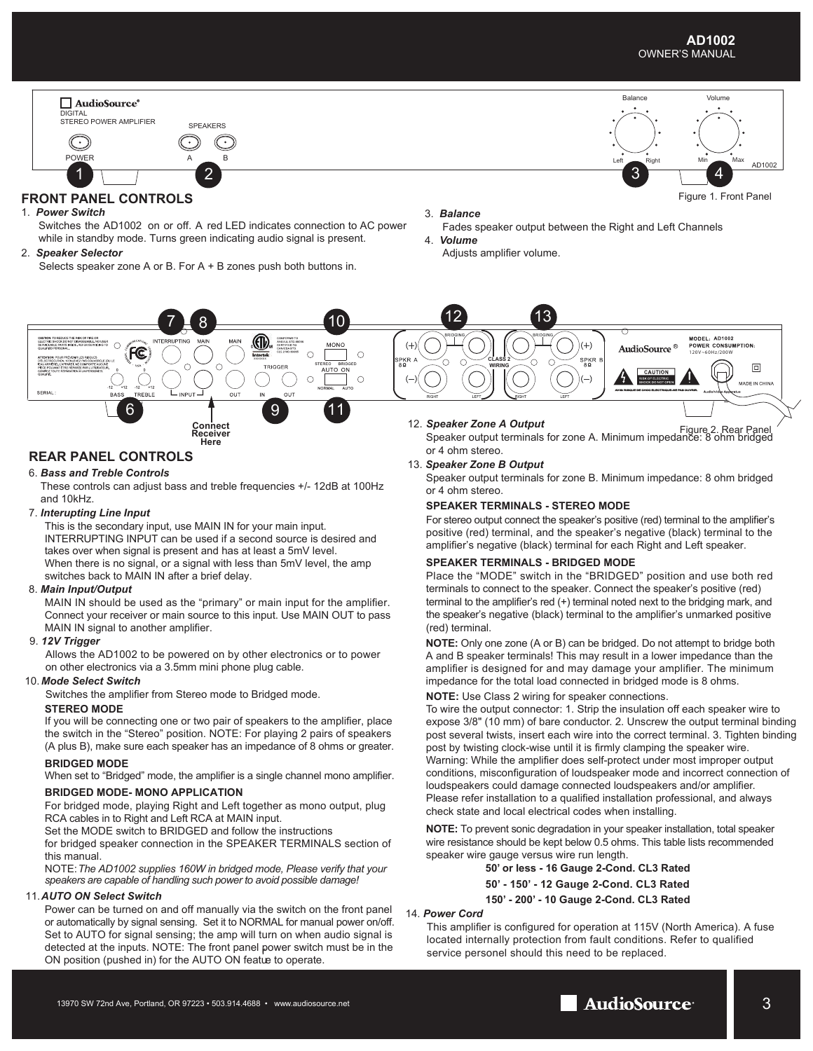## FRONT PANEL CONTROLS

Figure 1. Front Panel

1. ***Power Switch***
   Switches the AD1002 on or off. A red LED indicates connection to AC power while in standby mode. Turns green indicating audio signal is present.
2. ***Speaker Selector***
   Selects speaker zone A or B. For A + B zones push both buttons in.
3. ***Balance***
   Fades speaker output between the Right and Left Channels
4. ***Volume***
   Adjusts amplifier volume.

Connect Receiver Here

Figure 2. Rear Panel

## REAR PANEL CONTROLS

6. ***Bass and Treble Controls***
   These controls can adjust bass and treble frequencies +/- 12dB at 100Hz and 10kHz.
7. ***Interupting Line Input***
   This is the secondary input, use MAIN IN for your main input. INTERRUPTING INPUT can be used if a second source is desired and takes over when signal is present and has at least a 5mV level. When there is no signal, or a signal with less than 5mV level, the amp switches back to MAIN IN after a brief delay.
8. ***Main Input/Output***
   MAIN IN should be used as the "primary" or main input for the amplifier. Connect your receiver or main source to this input. Use MAIN OUT to pass MAIN IN signal to another amplifier.
9. ***12V Trigger***
   Allows the AD1002 to be powered on by other electronics or to power on other electronics via a 3.5mm mini phone plug cable.
10. ***Mode Select Switch***
    Switches the amplifier from Stereo mode to Bridged mode.

    **STEREO MODE**

    If you will be connecting one or two pair of speakers to the amplifier, place the switch in the "Stereo" position. NOTE: For playing 2 pairs of speakers (A plus B), make sure each speaker has an impedance of 8 ohms or greater.

    **BRIDGED MODE**

    When set to "Bridged" mode, the amplifier is a single channel mono amplifier.

    **BRIDGED MODE- MONO APPLICATION**

    For bridged mode, playing Right and Left together as mono output, plug RCA cables in to Right and Left RCA at MAIN input.
    Set the MODE switch to BRIDGED and follow the instructions for bridged speaker connection in the SPEAKER TERMINALS section of this manual.

    NOTE: *The AD1002 supplies 160W in bridged mode, Please verify that your speakers are capable of handling such power to avoid possible damage!*
11. ***AUTO ON Select Switch***
    Power can be turned on and off manually via the switch on the front panel or automatically by signal sensing. Set it to NORMAL for manual power on/off. Set to AUTO for signal sensing; the amp will turn on when audio signal is detected at the inputs. NOTE: The front panel power switch must be in the ON position (pushed in) for the AUTO ON featue to operate.
12. ***Speaker Zone A Output***
    Speaker output terminals for zone A. Minimum impedance: 8 ohm bridged or 4 ohm stereo.
13. ***Speaker Zone B Output***
    Speaker output terminals for zone B. Minimum impedance: 8 ohm bridged or 4 ohm stereo.

**SPEAKER TERMINALS - STEREO MODE**

For stereo output connect the speaker's positive (red) terminal to the amplifier's positive (red) terminal, and the speaker's negative (black) terminal to the amplifier's negative (black) terminal for each Right and Left speaker.

**SPEAKER TERMINALS - BRIDGED MODE**

Place the "MODE" switch in the "BRIDGED" position and use both red terminals to connect to the speaker. Connect the speaker's positive (red) terminal to the amplifier's red (+) terminal noted next to the bridging mark, and the speaker's negative (black) terminal to the amplifier's unmarked positive (red) terminal.

**NOTE:** Only one zone (A or B) can be bridged. Do not attempt to bridge both A and B speaker terminals! This may result in a lower impedance than the amplifier is designed for and may damage your amplifier. The minimum impedance for the total load connected in bridged mode is 8 ohms.

**NOTE:** Use Class 2 wiring for speaker connections.

To wire the output connector: 1. Strip the insulation off each speaker wire to expose 3/8" (10 mm) of bare conductor. 2. Unscrew the output terminal binding post several twists, insert each wire into the correct terminal. 3. Tighten binding post by twisting clock-wise until it is firmly clamping the speaker wire.
Warning: While the amplifier does self-protect under most improper output conditions, misconfiguration of loudspeaker mode and incorrect connection of loudspeakers could damage connected loudspeakers and/or amplifier. Please refer installation to a qualified installation professional, and always check state and local electrical codes when installing.

**NOTE:** To prevent sonic degradation in your speaker installation, total speaker wire resistance should be kept below 0.5 ohms. This table lists recommended speaker wire gauge versus wire run length.

**50' or less - 16 Gauge 2-Cond. CL3 Rated**
**50' - 150' - 12 Gauge 2-Cond. CL3 Rated**
**150' - 200' - 10 Gauge 2-Cond. CL3 Rated**

14. ***Power Cord***
    This amplifier is configured for operation at 115V (North America). A fuse located internally protection from fault conditions. Refer to qualified service personel should this need to be replaced.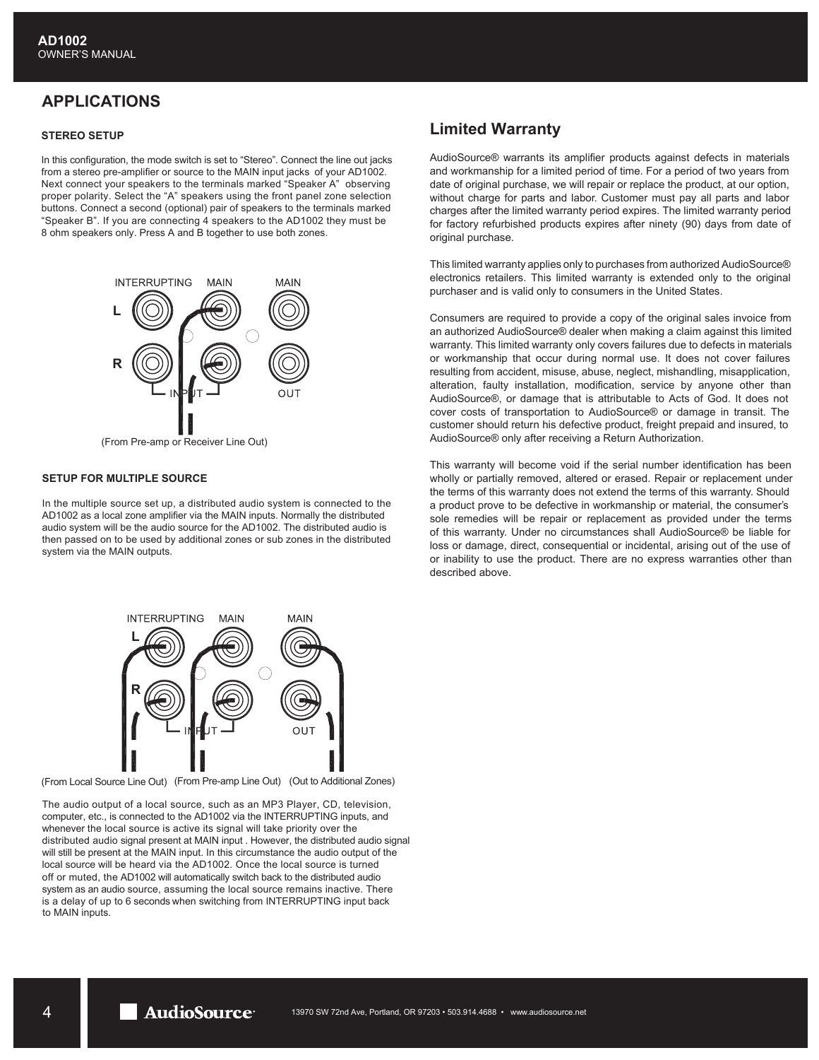# APPLICATIONS

### STEREO SETUP

In this configuration, the mode switch is set to "Stereo". Connect the line out jacks from a stereo pre-amplifier or source to the MAIN input jacks of your AD1002. Next connect your speakers to the terminals marked "Speaker A" observing proper polarity. Select the "A" speakers using the front panel zone selection buttons. Connect a second (optional) pair of speakers to the terminals marked "Speaker B". If you are connecting 4 speakers to the AD1002 they must be 8 ohm speakers only. Press A and B together to use both zones.

INTERRUPTING MAIN MAIN

L

R

INPUT OUT

(From Pre-amp or Receiver Line Out)

### SETUP FOR MULTIPLE SOURCE

In the multiple source set up, a distributed audio system is connected to the AD1002 as a local zone amplifier via the MAIN inputs. Normally the distributed audio system will be the audio source for the AD1002. The distributed audio is then passed on to be used by additional zones or sub zones in the distributed system via the MAIN outputs.

INTERRUPTING MAIN MAIN

L

R

INPUT OUT

(From Local Source Line Out) (From Pre-amp Line Out) (Out to Additional Zones)

The audio output of a local source, such as an MP3 Player, CD, television, computer, etc., is connected to the AD1002 via the INTERRUPTING inputs, and whenever the local source is active its signal will take priority over the distributed audio signal present at MAIN input . However, the distributed audio signal will still be present at the MAIN input. In this circumstance the audio output of the local source will be heard via the AD1002. Once the local source is turned off or muted, the AD1002 will automatically switch back to the distributed audio system as an audio source, assuming the local source remains inactive. There is a delay of up to 6 seconds when switching from INTERRUPTING input back to MAIN inputs.

## Limited Warranty

AudioSource® warrants its amplifier products against defects in materials and workmanship for a limited period of time. For a period of two years from date of original purchase, we will repair or replace the product, at our option, without charge for parts and labor. Customer must pay all parts and labor charges after the limited warranty period expires. The limited warranty period for factory refurbished products expires after ninety (90) days from date of original purchase.

This limited warranty applies only to purchases from authorized AudioSource® electronics retailers. This limited warranty is extended only to the original purchaser and is valid only to consumers in the United States.

Consumers are required to provide a copy of the original sales invoice from an authorized AudioSource® dealer when making a claim against this limited warranty. This limited warranty only covers failures due to defects in materials or workmanship that occur during normal use. It does not cover failures resulting from accident, misuse, abuse, neglect, mishandling, misapplication, alteration, faulty installation, modification, service by anyone other than AudioSource®, or damage that is attributable to Acts of God. It does not cover costs of transportation to AudioSource® or damage in transit. The customer should return his defective product, freight prepaid and insured, to AudioSource® only after receiving a Return Authorization.

This warranty will become void if the serial number identification has been wholly or partially removed, altered or erased. Repair or replacement under the terms of this warranty does not extend the terms of this warranty. Should a product prove to be defective in workmanship or material, the consumer's sole remedies will be repair or replacement as provided under the terms of this warranty. Under no circumstances shall AudioSource® be liable for loss or damage, direct, consequential or incidental, arising out of the use of or inability to use the product. There are no express warranties other than described above.